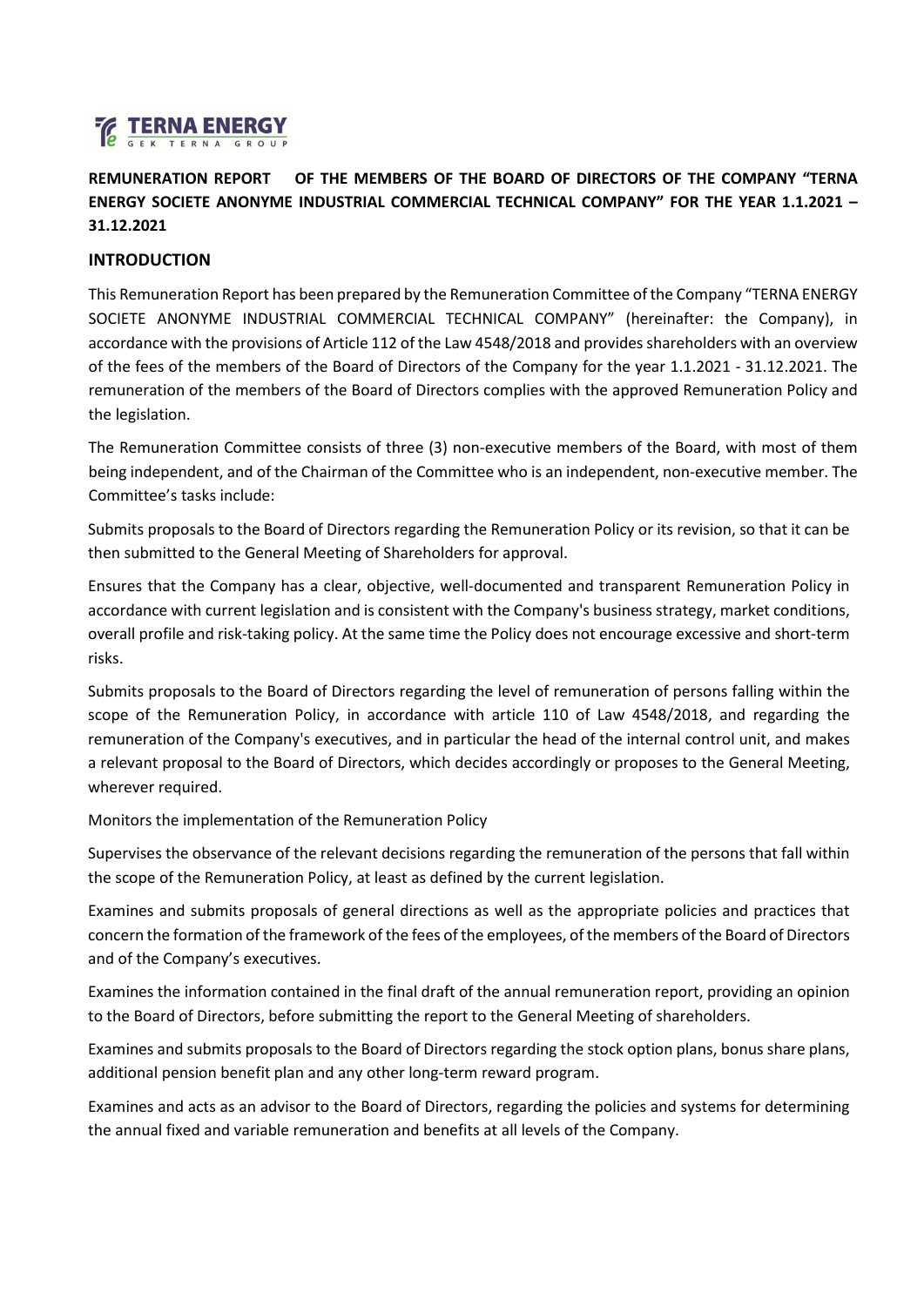**REMUNERATION REPORT OF THE MEMBERS OF THE BOARD OF DIRECTORS OF THE COMPANY "TERNA ENERGY SOCIETE ANONYME INDUSTRIAL COMMERCIAL TECHNICAL COMPANY" FOR THE YEAR 1.1.2021 – 31.12.2021**

## INTRODUCTION

This Remuneration Report has been prepared by the Remuneration Committee of the Company "TERNA ENERGY SOCIETE ANONYME INDUSTRIAL COMMERCIAL TECHNICAL COMPANY" (hereinafter: the Company), in accordance with the provisions of Article 112 of the Law 4548/2018 and provides shareholders with an overview of the fees of the members of the Board of Directors of the Company for the year 1.1.2021 - 31.12.2021. The remuneration of the members of the Board of Directors complies with the approved Remuneration Policy and the legislation.

The Remuneration Committee consists of three (3) non-executive members of the Board, with most of them being independent, and of the Chairman of the Committee who is an independent, non-executive member. The Committee's tasks include:

Submits proposals to the Board of Directors regarding the Remuneration Policy or its revision, so that it can be then submitted to the General Meeting of Shareholders for approval.

Ensures that the Company has a clear, objective, well-documented and transparent Remuneration Policy in accordance with current legislation and is consistent with the Company's business strategy, market conditions, overall profile and risk-taking policy. At the same time the Policy does not encourage excessive and short-term risks.

Submits proposals to the Board of Directors regarding the level of remuneration of persons falling within the scope of the Remuneration Policy, in accordance with article 110 of Law 4548/2018, and regarding the remuneration of the Company's executives, and in particular the head of the internal control unit, and makes a relevant proposal to the Board of Directors, which decides accordingly or proposes to the General Meeting, wherever required.

Monitors the implementation of the Remuneration Policy

Supervises the observance of the relevant decisions regarding the remuneration of the persons that fall within the scope of the Remuneration Policy, at least as defined by the current legislation.

Examines and submits proposals of general directions as well as the appropriate policies and practices that concern the formation of the framework of the fees of the employees, of the members of the Board of Directors and of the Company's executives.

Examines the information contained in the final draft of the annual remuneration report, providing an opinion to the Board of Directors, before submitting the report to the General Meeting of shareholders.

Examines and submits proposals to the Board of Directors regarding the stock option plans, bonus share plans, additional pension benefit plan and any other long-term reward program.

Examines and acts as an advisor to the Board of Directors, regarding the policies and systems for determining the annual fixed and variable remuneration and benefits at all levels of the Company.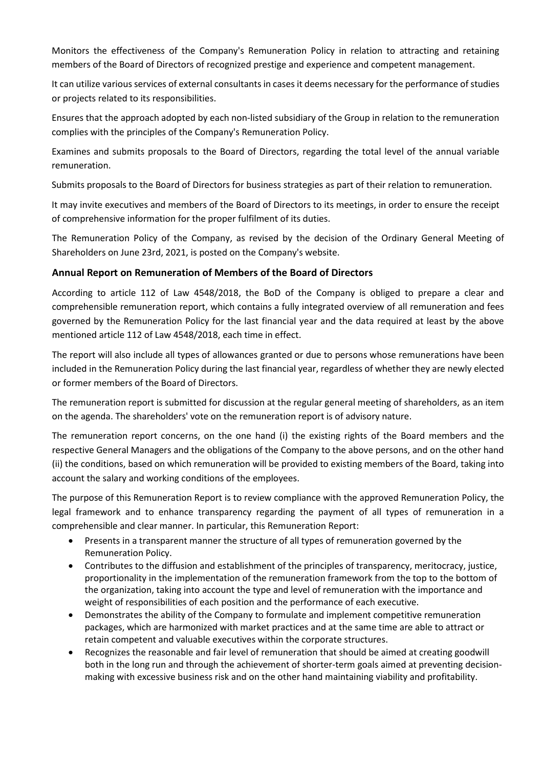Monitors the effectiveness of the Company's Remuneration Policy in relation to attracting and retaining members of the Board of Directors of recognized prestige and experience and competent management.

It can utilize various services of external consultants in cases it deems necessary for the performance of studies or projects related to its responsibilities.

Ensures that the approach adopted by each non-listed subsidiary of the Group in relation to the remuneration complies with the principles of the Company's Remuneration Policy.

Examines and submits proposals to the Board of Directors, regarding the total level of the annual variable remuneration.

Submits proposals to the Board of Directors for business strategies as part of their relation to remuneration.

It may invite executives and members of the Board of Directors to its meetings, in order to ensure the receipt of comprehensive information for the proper fulfilment of its duties.

The Remuneration Policy of the Company, as revised by the decision of the Ordinary General Meeting of Shareholders on June 23rd, 2021, is posted on the Company's website.

## Annual Report on Remuneration of Members of the Board of Directors

According to article 112 of Law 4548/2018, the BoD of the Company is obliged to prepare a clear and comprehensible remuneration report, which contains a fully integrated overview of all remuneration and fees governed by the Remuneration Policy for the last financial year and the data required at least by the above mentioned article 112 of Law 4548/2018, each time in effect.

The report will also include all types of allowances granted or due to persons whose remunerations have been included in the Remuneration Policy during the last financial year, regardless of whether they are newly elected or former members of the Board of Directors.

The remuneration report is submitted for discussion at the regular general meeting of shareholders, as an item on the agenda. The shareholders' vote on the remuneration report is of advisory nature.

The remuneration report concerns, on the one hand (i) the existing rights of the Board members and the respective General Managers and the obligations of the Company to the above persons, and on the other hand (ii) the conditions, based on which remuneration will be provided to existing members of the Board, taking into account the salary and working conditions of the employees.

The purpose of this Remuneration Report is to review compliance with the approved Remuneration Policy, the legal framework and to enhance transparency regarding the payment of all types of remuneration in a comprehensible and clear manner. In particular, this Remuneration Report:

- Presents in a transparent manner the structure of all types of remuneration governed by the Remuneration Policy.
- Contributes to the diffusion and establishment of the principles of transparency, meritocracy, justice, proportionality in the implementation of the remuneration framework from the top to the bottom of the organization, taking into account the type and level of remuneration with the importance and weight of responsibilities of each position and the performance of each executive.
- Demonstrates the ability of the Company to formulate and implement competitive remuneration packages, which are harmonized with market practices and at the same time are able to attract or retain competent and valuable executives within the corporate structures.
- Recognizes the reasonable and fair level of remuneration that should be aimed at creating goodwill both in the long run and through the achievement of shorter-term goals aimed at preventing decision-making with excessive business risk and on the other hand maintaining viability and profitability.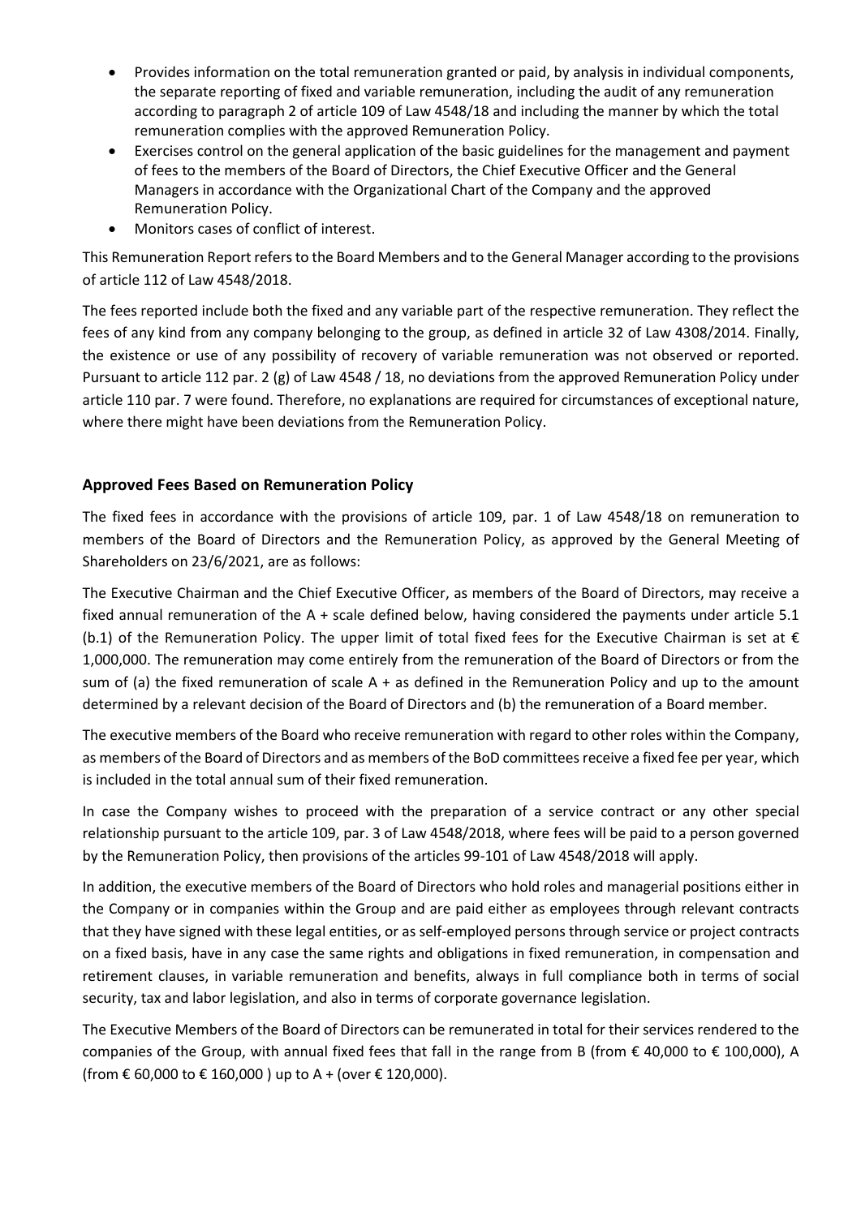- Provides information on the total remuneration granted or paid, by analysis in individual components, the separate reporting of fixed and variable remuneration, including the audit of any remuneration according to paragraph 2 of article 109 of Law 4548/18 and including the manner by which the total remuneration complies with the approved Remuneration Policy.
- Exercises control on the general application of the basic guidelines for the management and payment of fees to the members of the Board of Directors, the Chief Executive Officer and the General Managers in accordance with the Organizational Chart of the Company and the approved Remuneration Policy.
- Monitors cases of conflict of interest.

This Remuneration Report refers to the Board Members and to the General Manager according to the provisions of article 112 of Law 4548/2018.

The fees reported include both the fixed and any variable part of the respective remuneration. They reflect the fees of any kind from any company belonging to the group, as defined in article 32 of Law 4308/2014. Finally, the existence or use of any possibility of recovery of variable remuneration was not observed or reported. Pursuant to article 112 par. 2 (g) of Law 4548 / 18, no deviations from the approved Remuneration Policy under article 110 par. 7 were found. Therefore, no explanations are required for circumstances of exceptional nature, where there might have been deviations from the Remuneration Policy.

## Approved Fees Based on Remuneration Policy

The fixed fees in accordance with the provisions of article 109, par. 1 of Law 4548/18 on remuneration to members of the Board of Directors and the Remuneration Policy, as approved by the General Meeting of Shareholders on 23/6/2021, are as follows:

The Executive Chairman and the Chief Executive Officer, as members of the Board of Directors, may receive a fixed annual remuneration of the A + scale defined below, having considered the payments under article 5.1 (b.1) of the Remuneration Policy. The upper limit of total fixed fees for the Executive Chairman is set at € 1,000,000. The remuneration may come entirely from the remuneration of the Board of Directors or from the sum of (a) the fixed remuneration of scale A + as defined in the Remuneration Policy and up to the amount determined by a relevant decision of the Board of Directors and (b) the remuneration of a Board member.

The executive members of the Board who receive remuneration with regard to other roles within the Company, as members of the Board of Directors and as members of the BoD committees receive a fixed fee per year, which is included in the total annual sum of their fixed remuneration.

In case the Company wishes to proceed with the preparation of a service contract or any other special relationship pursuant to the article 109, par. 3 of Law 4548/2018, where fees will be paid to a person governed by the Remuneration Policy, then provisions of the articles 99-101 of Law 4548/2018 will apply.

In addition, the executive members of the Board of Directors who hold roles and managerial positions either in the Company or in companies within the Group and are paid either as employees through relevant contracts that they have signed with these legal entities, or as self-employed persons through service or project contracts on a fixed basis, have in any case the same rights and obligations in fixed remuneration, in compensation and retirement clauses, in variable remuneration and benefits, always in full compliance both in terms of social security, tax and labor legislation, and also in terms of corporate governance legislation.

The Executive Members of the Board of Directors can be remunerated in total for their services rendered to the companies of the Group, with annual fixed fees that fall in the range from B (from € 40,000 to € 100,000), A (from € 60,000 to € 160,000 ) up to A + (over € 120,000).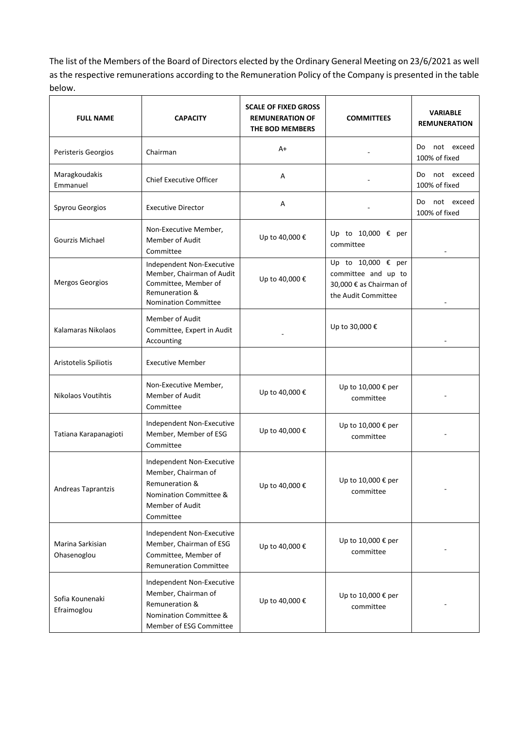The list of the Members of the Board of Directors elected by the Ordinary General Meeting on 23/6/2021 as well as the respective remunerations according to the Remuneration Policy of the Company is presented in the table below.

| FULL NAME | CAPACITY | SCALE OF FIXED GROSS REMUNERATION OF THE BOD MEMBERS | COMMITTEES | VARIABLE REMUNERATION |
|---|---|---|---|---|
| Peristeris Georgios | Chairman | A+ | - | Do not exceed 100% of fixed |
| Maragkoudakis Emmanuel | Chief Executive Officer | A | - | Do not exceed 100% of fixed |
| Spyrou Georgios | Executive Director | A | - | Do not exceed 100% of fixed |
| Gourzis Michael | Non-Executive Member, Member of Audit Committee | Up to 40,000 € | Up to 10,000 € per committee | - |
| Mergos Georgios | Independent Non-Executive Member, Chairman of Audit Committee, Member of Remuneration & Nomination Committee | Up to 40,000 € | Up to 10,000 € per committee and up to 30,000 € as Chairman of the Audit Committee | - |
| Kalamaras Nikolaos | Member of Audit Committee, Expert in Audit Accounting | - | Up to 30,000 € | - |
| Aristotelis Spiliotis | Executive Member | | | |
| Nikolaos Voutihtis | Non-Executive Member, Member of Audit Committee | Up to 40,000 € | Up to 10,000 € per committee | - |
| Tatiana Karapanagioti | Independent Non-Executive Member, Member of ESG Committee | Up to 40,000 € | Up to 10,000 € per committee | - |
| Andreas Taprantzis | Independent Non-Executive Member, Chairman of Remuneration & Nomination Committee & Member of Audit Committee | Up to 40,000 € | Up to 10,000 € per committee | - |
| Marina Sarkisian Ohasenoglou | Independent Non-Executive Member, Chairman of ESG Committee, Member of Remuneration Committee | Up to 40,000 € | Up to 10,000 € per committee | - |
| Sofia Kounenaki Efraimoglou | Independent Non-Executive Member, Chairman of Remuneration & Nomination Committee & Member of ESG Committee | Up to 40,000 € | Up to 10,000 € per committee | - |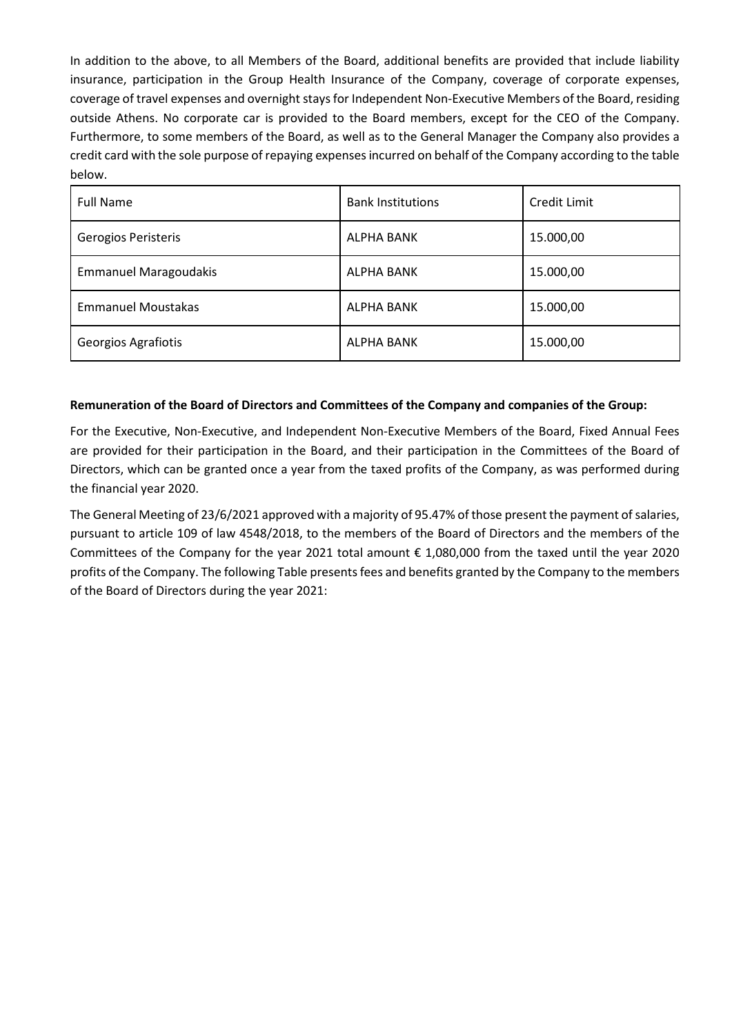In addition to the above, to all Members of the Board, additional benefits are provided that include liability insurance, participation in the Group Health Insurance of the Company, coverage of corporate expenses, coverage of travel expenses and overnight stays for Independent Non-Executive Members of the Board, residing outside Athens. No corporate car is provided to the Board members, except for the CEO of the Company. Furthermore, to some members of the Board, as well as to the General Manager the Company also provides a credit card with the sole purpose of repaying expenses incurred on behalf of the Company according to the table below.

| Full Name | Bank Institutions | Credit Limit |
|---|---|---|
| Gerogios Peristeris | ALPHA BANK | 15.000,00 |
| Emmanuel Maragoudakis | ALPHA BANK | 15.000,00 |
| Emmanuel Moustakas | ALPHA BANK | 15.000,00 |
| Georgios Agrafiotis | ALPHA BANK | 15.000,00 |

**Remuneration of the Board of Directors and Committees of the Company and companies of the Group:**

For the Executive, Non-Executive, and Independent Non-Executive Members of the Board, Fixed Annual Fees are provided for their participation in the Board, and their participation in the Committees of the Board of Directors, which can be granted once a year from the taxed profits of the Company, as was performed during the financial year 2020.

The General Meeting of 23/6/2021 approved with a majority of 95.47% of those present the payment of salaries, pursuant to article 109 of law 4548/2018, to the members of the Board of Directors and the members of the Committees of the Company for the year 2021 total amount € 1,080,000 from the taxed until the year 2020 profits of the Company. The following Table presents fees and benefits granted by the Company to the members of the Board of Directors during the year 2021: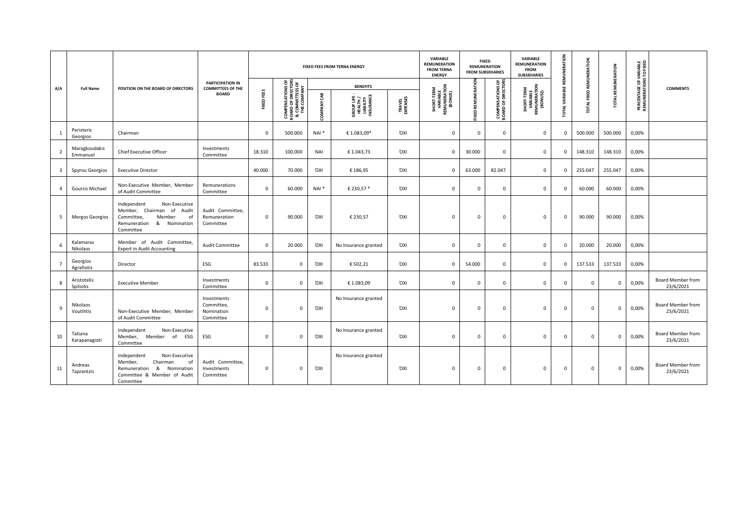| A/A | Full Name | POSITION ON THE BOARD OF DIRECTORS | PARTICIPATION IN COMMITTEES OF THE BOARD | FIXED FEES FROM TERNA ENERGY | | | | | VARIABLE REMUNERATION FROM TERNA ENERGY | FIXED REMUNERATION FROM SUBSIDIARIES | | VARIABLE REMUNERATION FROM SUBSIDIARIES | TOTAL VARIABLE REMUNERATION | TOTAL FIXED REMUNERATION | TOTAL REMUNERATION | PERCENTAGE OF VARIABLE REMUNERATIONS TO FIXED | COMMENTS |
|---|---|---|---|---|---|---|---|---|---|---|---|---|---|---|---|---|---|
| | | | | FIXED FEES | COMPENSATIONS OF BOARD OF DIRECTORS & COMMITTEES OF THE COMPANY | BENEFITS | | | | | | | | | | | |
| | | | | | | COMPANY CAR | GROUP LIFE - HEALTH / LIABILITY INSURANCE | TRAVEL EXPENSES | SHORT-TERM VARIABLE REMUNERATION (BONUS) | FIXED REMUNERATION | COMPENSATIONS OF BOARD OF DIRECTORS | SHORT-TERM VARIABLE REMUNERATION (BONUS)) | | | | | |
| 1 | Peristeris Georgios | Chairman | | 0 | 500.000 | NAI * | € 1.083,09* | ΌΧΙ | 0 | 0 | 0 | 0 | 0 | 500.000 | 500.000 | 0,00% | |
| 2 | Maragkoudakis Emmanuel | Chief Executive Officer | Investments Committee | 18.310 | 100.000 | NAI | € 1.043,73 | ΌΧΙ | 0 | 30.000 | 0 | 0 | 0 | 148.310 | 148.310 | 0,00% | |
| 3 | Spyrou Georgios | Executive Director | | 40.000 | 70.000 | ΌΧΙ | € 186,95 | ΌΧΙ | 0 | 63.000 | 82.047 | 0 | 0 | 255.047 | 255.047 | 0,00% | |
| 4 | Gourzis Michael | Non-Executive Member, Member of Audit Committee | Remunerations Committee | 0 | 60.000 | NAI * | € 230,57 * | ΌΧΙ | 0 | 0 | 0 | 0 | 0 | 60.000 | 60.000 | 0,00% | |
| 5 | Mergos Georgios | Independent Non-Executive Member, Chairman of Audit Committee, Member of Remuneration & Nomination Committee | Audit Committee, Remuneration Committee | 0 | 90.000 | ΌΧΙ | € 230,57 | ΌΧΙ | 0 | 0 | 0 | 0 | 0 | 90.000 | 90.000 | 0,00% | |
| 6 | Kalamaras Nikolaos | Member of Audit Committee, Expert in Audit Accounting | Audit Committee | 0 | 20.000 | ΌΧΙ | No Insurance granted | ΌΧΙ | 0 | 0 | 0 | 0 | 0 | 20.000 | 20.000 | 0,00% | |
| 7 | Georgios Agrafiotis | Director | ESG | 83.533 | 0 | ΌΧΙ | € 502,21 | ΌΧΙ | 0 | 54.000 | 0 | 0 | 0 | 137.533 | 137.533 | 0,00% | |
| 8 | Aristotelis Spiliotis | Executive Member | Investments Committee | 0 | 0 | ΌΧΙ | € 1.083,09 | ΌΧΙ | 0 | 0 | 0 | 0 | 0 | 0 | 0 | 0,00% | Board Member from 23/6/2021 |
| 9 | Nikolaos Voutihtis | Non-Executive Member, Member of Audit Committee | Investments Committee, Nomination Committee | 0 | 0 | ΌΧΙ | No Insurance granted | ΌΧΙ | 0 | 0 | 0 | 0 | 0 | 0 | 0 | 0,00% | Board Member from 23/6/2021 |
| 10 | Tatiana Karapanagioti | Independent Non-Executive Member, Member of ESG Committee | ESG | 0 | 0 | ΌΧΙ | No Insurance granted | ΌΧΙ | 0 | 0 | 0 | 0 | 0 | 0 | 0 | 0,00% | Board Member from 23/6/2021 |
| 11 | Andreas Taprantzis | Independent Non-Executive Member, Chairman of Remuneration & Nomination Committee & Member of Audit Committee | Audit Committee, Investments Committee | 0 | 0 | ΌΧΙ | No Insurance granted | ΌΧΙ | 0 | 0 | 0 | 0 | 0 | 0 | 0 | 0,00% | Board Member from 23/6/2021 |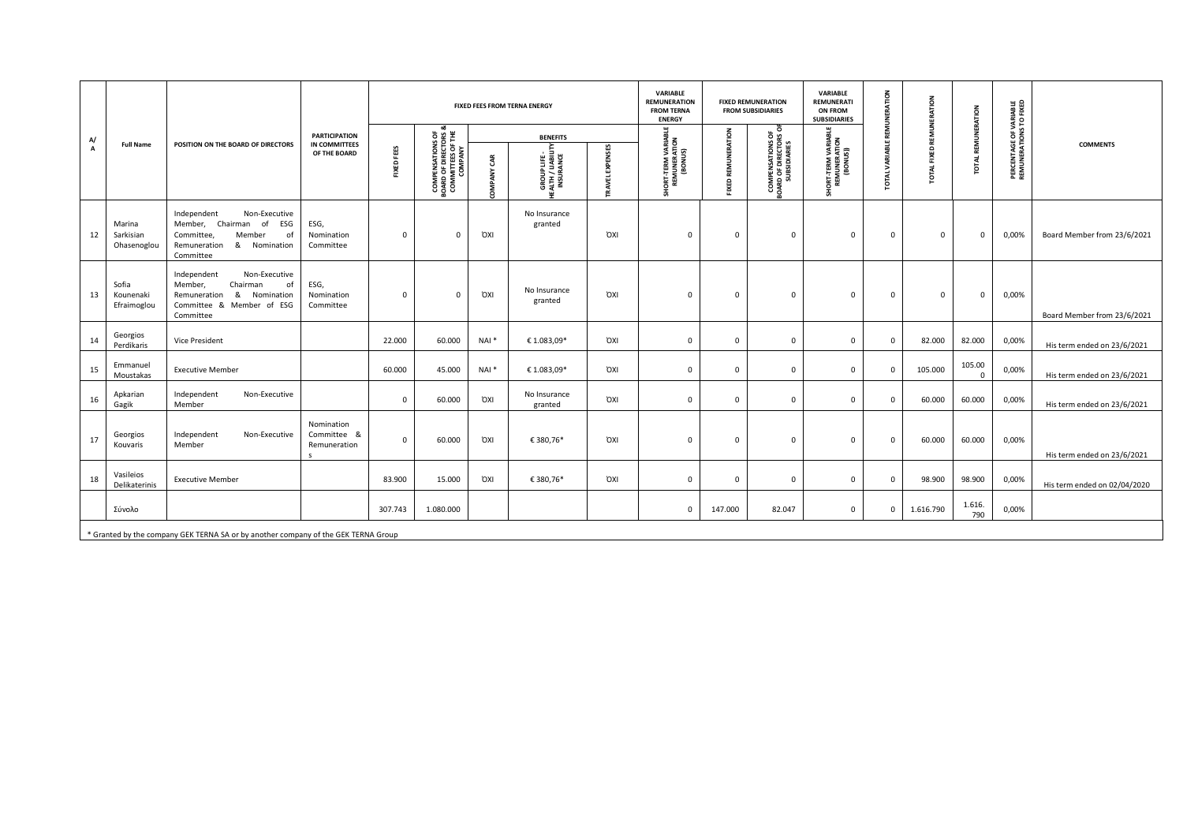| A/A | Full Name | POSITION ON THE BOARD OF DIRECTORS | PARTICIPATION IN COMMITTEES OF THE BOARD | FIXED FEES FROM TERNA ENERGY | | | | | VARIABLE REMUNERATION FROM TERNA ENERGY | FIXED REMUNERATION FROM SUBSIDIARIES | | VARIABLE REMUNERATI ON FROM SUBSIDIARIES | TOTAL VARIABLE REMUNERATION | TOTAL FIXED REMUNERATION | TOTAL REMUNERATION | PERCENTAGE OF VARIABLE REMUNERATIONS TO FIXED | COMMENTS |
|---|---|---|---|---|---|---|---|---|---|---|---|---|---|---|---|---|---|
| | | | | FIXED FEES | COMPENSATIONS OF BOARD OF DIRECTORS & COMMITTEES OF THE COMPANY | BENEFITS | | | SHORT-TERM VARIABLE REMUNERATION (BONUS) | FIXED REMUNERATION | COMPENSATIONS OF BOARD OF DIRECTORS OF SUBSIDIARIES | SHORT-TERM VARIABLE REMUNERATION (BONUS) | | | | | |
| | | | | | | COMPANY CAR | GROUP LIFE - HEALTH / LIABILITY INSURANCE | TRAVEL EXPENSES | | | | | | | | | |
| 12 | Marina Sarkisian Ohasenoglou | Independent Non-Executive Member, Chairman of ESG Committee, Member of Remuneration & Nomination Committee | ESG, Nomination Committee | 0 | 0 | ΌΧΙ | No Insurance granted | ΌΧΙ | 0 | 0 | 0 | 0 | 0 | 0 | 0 | 0,00% | Board Member from 23/6/2021 |
| 13 | Sofia Kounenaki Efraimoglou | Independent Non-Executive Member, Chairman of Remuneration & Nomination Committee & Member of ESG Committee | ESG, Nomination Committee | 0 | 0 | ΌΧΙ | No Insurance granted | ΌΧΙ | 0 | 0 | 0 | 0 | 0 | 0 | 0 | 0,00% | Board Member from 23/6/2021 |
| 14 | Georgios Perdikaris | Vice President | | 22.000 | 60.000 | ΝΑΙ * | € 1.083,09* | ΌΧΙ | 0 | 0 | 0 | 0 | 0 | 82.000 | 82.000 | 0,00% | His term ended on 23/6/2021 |
| 15 | Emmanuel Moustakas | Executive Member | | 60.000 | 45.000 | ΝΑΙ * | € 1.083,09* | ΌΧΙ | 0 | 0 | 0 | 0 | 0 | 105.000 | 105.000 | 0,00% | His term ended on 23/6/2021 |
| 16 | Apkarian Gagik | Independent Non-Executive Member | | 0 | 60.000 | ΌΧΙ | No Insurance granted | ΌΧΙ | 0 | 0 | 0 | 0 | 0 | 60.000 | 60.000 | 0,00% | His term ended on 23/6/2021 |
| 17 | Georgios Kouvaris | Independent Non-Executive Member | Nomination Committee & Remuneration s | 0 | 60.000 | ΌΧΙ | € 380,76* | ΌΧΙ | 0 | 0 | 0 | 0 | 0 | 60.000 | 60.000 | 0,00% | His term ended on 23/6/2021 |
| 18 | Vasileios Delikaterinis | Executive Member | | 83.900 | 15.000 | ΌΧΙ | € 380,76* | ΌΧΙ | 0 | 0 | 0 | 0 | 0 | 98.900 | 98.900 | 0,00% | His term ended on 02/04/2020 |
| | Σύνολο | | | 307.743 | 1.080.000 | | | | 0 | 147.000 | 82.047 | 0 | 0 | 1.616.790 | 1.616.790 | 0,00% | |

\* Granted by the company GEK TERNA SA or by another company of the GEK TERNA Group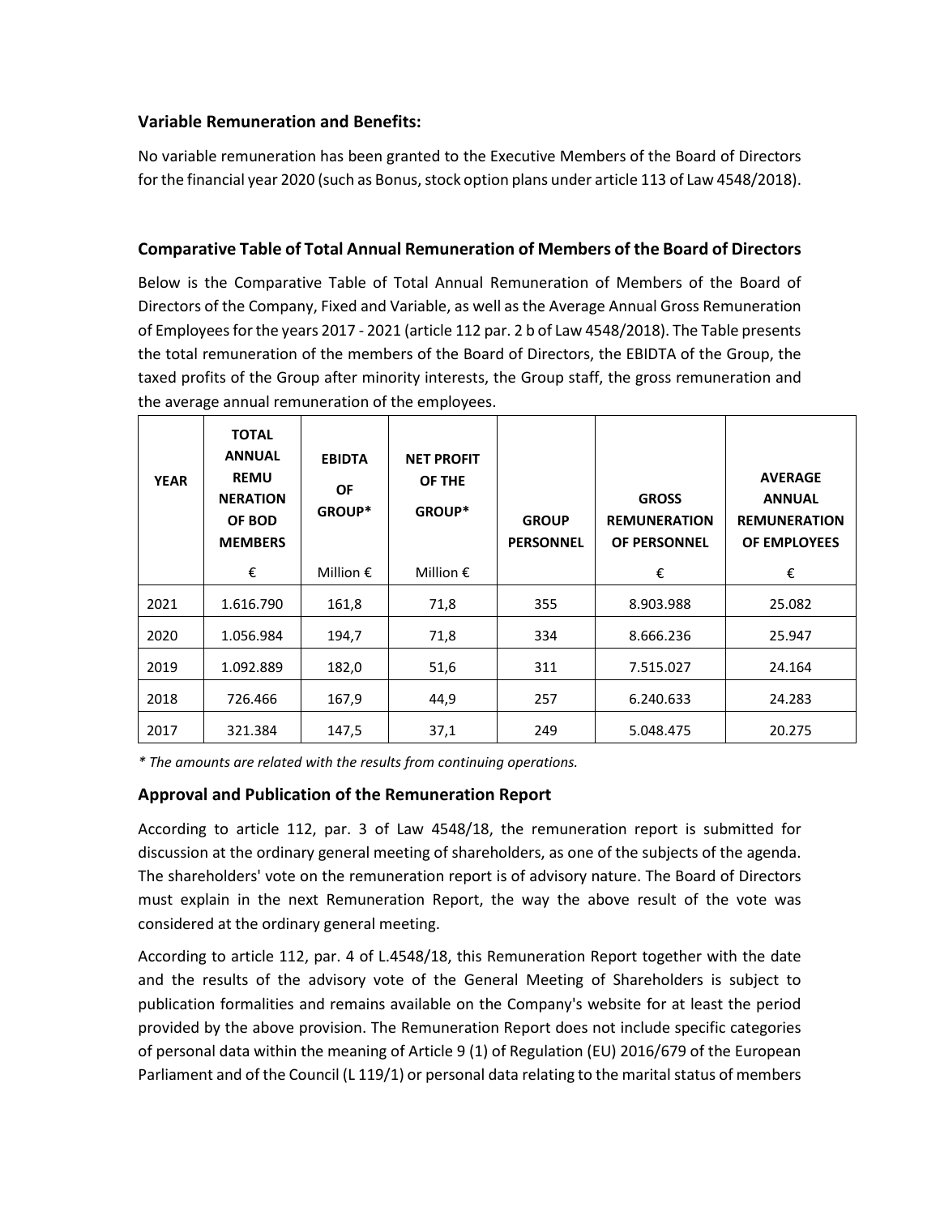### Variable Remuneration and Benefits:

No variable remuneration has been granted to the Executive Members of the Board of Directors for the financial year 2020 (such as Bonus, stock option plans under article 113 of Law 4548/2018).

### Comparative Table of Total Annual Remuneration of Members of the Board of Directors

Below is the Comparative Table of Total Annual Remuneration of Members of the Board of Directors of the Company, Fixed and Variable, as well as the Average Annual Gross Remuneration of Employees for the years 2017 - 2021 (article 112 par. 2 b of Law 4548/2018). The Table presents the total remuneration of the members of the Board of Directors, the EBIDTA of the Group, the taxed profits of the Group after minority interests, the Group staff, the gross remuneration and the average annual remuneration of the employees.

| YEAR | TOTAL ANNUAL REMUNERATION OF BOD MEMBERS | EBIDTA OF GROUP* | NET PROFIT OF THE GROUP* | GROUP PERSONNEL | GROSS REMUNERATION OF PERSONNEL | AVERAGE ANNUAL REMUNERATION OF EMPLOYEES |
|---|---|---|---|---|---|---|
| | € | Million € | Million € | | € | € |
| 2021 | 1.616.790 | 161,8 | 71,8 | 355 | 8.903.988 | 25.082 |
| 2020 | 1.056.984 | 194,7 | 71,8 | 334 | 8.666.236 | 25.947 |
| 2019 | 1.092.889 | 182,0 | 51,6 | 311 | 7.515.027 | 24.164 |
| 2018 | 726.466 | 167,9 | 44,9 | 257 | 6.240.633 | 24.283 |
| 2017 | 321.384 | 147,5 | 37,1 | 249 | 5.048.475 | 20.275 |

*\* The amounts are related with the results from continuing operations.*

### Approval and Publication of the Remuneration Report

According to article 112, par. 3 of Law 4548/18, the remuneration report is submitted for discussion at the ordinary general meeting of shareholders, as one of the subjects of the agenda. The shareholders' vote on the remuneration report is of advisory nature. The Board of Directors must explain in the next Remuneration Report, the way the above result of the vote was considered at the ordinary general meeting.

According to article 112, par. 4 of L.4548/18, this Remuneration Report together with the date and the results of the advisory vote of the General Meeting of Shareholders is subject to publication formalities and remains available on the Company's website for at least the period provided by the above provision. The Remuneration Report does not include specific categories of personal data within the meaning of Article 9 (1) of Regulation (EU) 2016/679 of the European Parliament and of the Council (L 119/1) or personal data relating to the marital status of members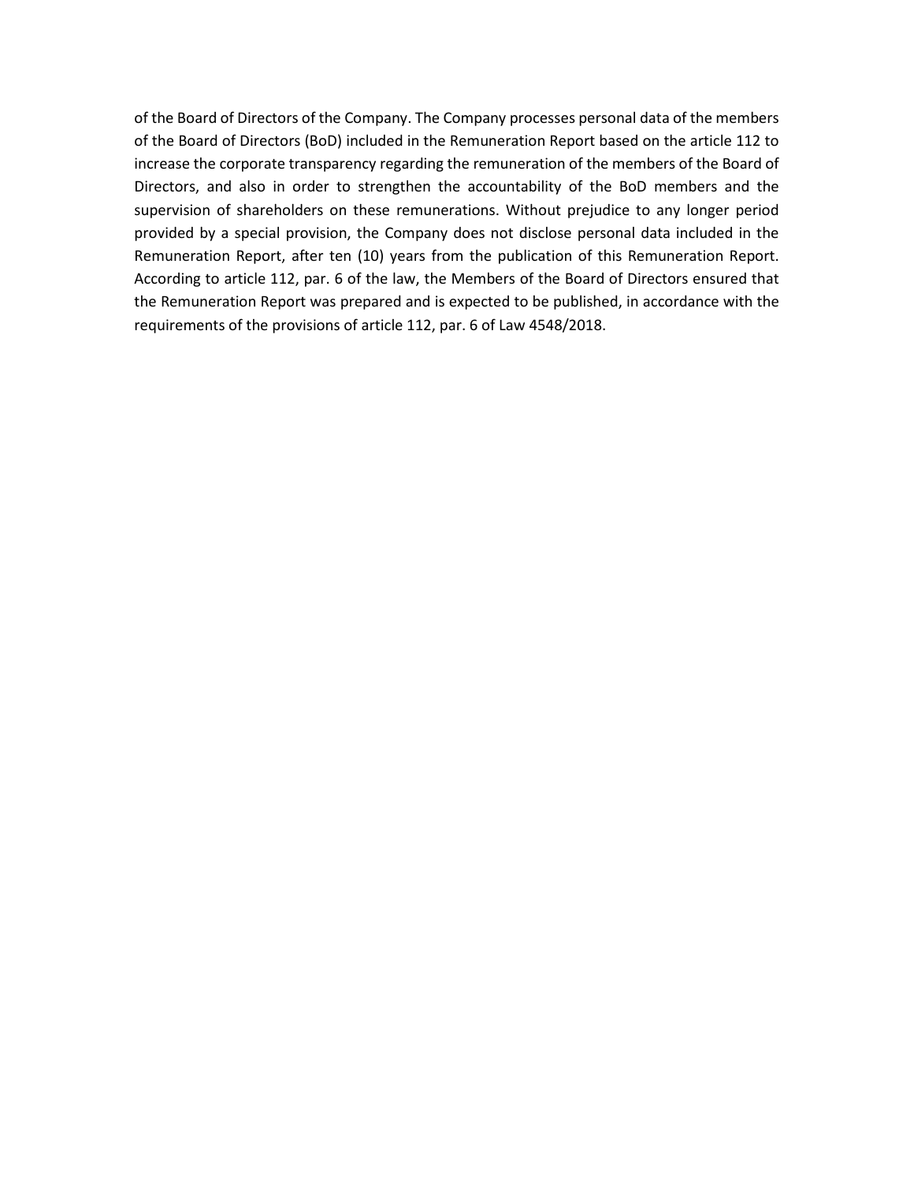of the Board of Directors of the Company. The Company processes personal data of the members of the Board of Directors (BoD) included in the Remuneration Report based on the article 112 to increase the corporate transparency regarding the remuneration of the members of the Board of Directors, and also in order to strengthen the accountability of the BoD members and the supervision of shareholders on these remunerations. Without prejudice to any longer period provided by a special provision, the Company does not disclose personal data included in the Remuneration Report, after ten (10) years from the publication of this Remuneration Report. According to article 112, par. 6 of the law, the Members of the Board of Directors ensured that the Remuneration Report was prepared and is expected to be published, in accordance with the requirements of the provisions of article 112, par. 6 of Law 4548/2018.